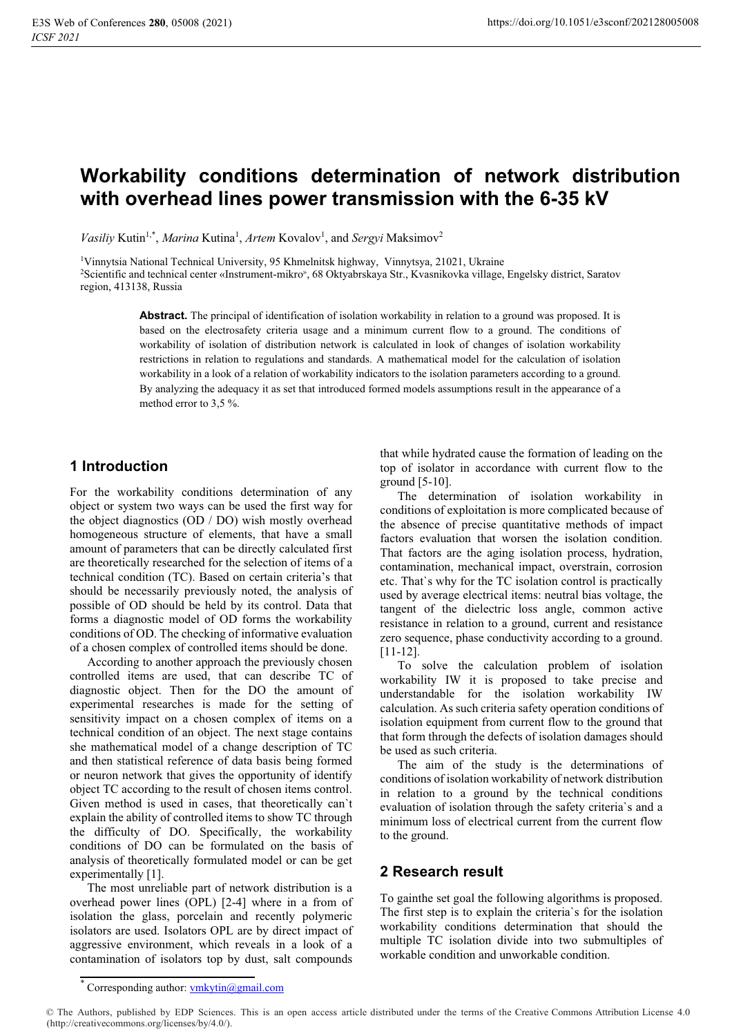# Workability conditions determination of network distribution with overhead lines power transmission with the 6-35 kV

*Vasiliy* Kutin[1,*], *Marina* Kutina[1], *Artem* Kovalov[1], and *Sergyi* Maksimov[2]

[1]Vinnytsia National Technical University, 95 Khmelnitsk highway, Vinnytsya, 21021, Ukraine
[2]Scientific and technical center «Instrument-mikro», 68 Oktyabrskaya Str., Kvasnikovka village, Engelsky district, Saratov region, 413138, Russia

**Abstract.** The principal of identification of isolation workability in relation to a ground was proposed. It is based on the electrosafety criteria usage and a minimum current flow to a ground. The conditions of workability of isolation of distribution network is calculated in look of changes of isolation workability restrictions in relation to regulations and standards. A mathematical model for the calculation of isolation workability in a look of a relation of workability indicators to the isolation parameters according to a ground. By analyzing the adequacy it as set that introduced formed models assumptions result in the appearance of a method error to 3,5 %.

## 1 Introduction

For the workability conditions determination of any object or system two ways can be used the first way for the object diagnostics (OD / DO) wish mostly overhead homogeneous structure of elements, that have a small amount of parameters that can be directly calculated first are theoretically researched for the selection of items of a technical condition (TC). Based on certain criteria's that should be necessarily previously noted, the analysis of possible of OD should be held by its control. Data that forms a diagnostic model of OD forms the workability conditions of OD. The checking of informative evaluation of a chosen complex of controlled items should be done.

According to another approach the previously chosen controlled items are used, that can describe TC of diagnostic object. Then for the DO the amount of experimental researches is made for the setting of sensitivity impact on a chosen complex of items on a technical condition of an object. The next stage contains she mathematical model of a change description of TC and then statistical reference of data basis being formed or neuron network that gives the opportunity of identify object TC according to the result of chosen items control. Given method is used in cases, that theoretically can`t explain the ability of controlled items to show TC through the difficulty of DO. Specifically, the workability conditions of DO can be formulated on the basis of analysis of theoretically formulated model or can be get experimentally [1].

The most unreliable part of network distribution is a overhead power lines (OPL) [2-4] where in a from of isolation the glass, porcelain and recently polymeric isolators are used. Isolators OPL are by direct impact of aggressive environment, which reveals in a look of a contamination of isolators top by dust, salt compounds that while hydrated cause the formation of leading on the top of isolator in accordance with current flow to the ground [5-10].

The determination of isolation workability in conditions of exploitation is more complicated because of the absence of precise quantitative methods of impact factors evaluation that worsen the isolation condition. That factors are the aging isolation process, hydration, contamination, mechanical impact, overstrain, corrosion etc. That`s why for the TC isolation control is practically used by average electrical items: neutral bias voltage, the tangent of the dielectric loss angle, common active resistance in relation to a ground, current and resistance zero sequence, phase conductivity according to a ground. [11-12].

To solve the calculation problem of isolation workability IW it is proposed to take precise and understandable for the isolation workability IW calculation. As such criteria safety operation conditions of isolation equipment from current flow to the ground that that form through the defects of isolation damages should be used as such criteria.

The aim of the study is the determinations of conditions of isolation workability of network distribution in relation to a ground by the technical conditions evaluation of isolation through the safety criteria`s and a minimum loss of electrical current from the current flow to the ground.

## 2 Research result

To gainthe set goal the following algorithms is proposed. The first step is to explain the criteria`s for the isolation workability conditions determination that should the multiple TC isolation divide into two submultiples of workable condition and unworkable condition.

* Corresponding author: vmkytin@gmail.com

© The Authors, published by EDP Sciences. This is an open access article distributed under the terms of the Creative Commons Attribution License 4.0 (http://creativecommons.org/licenses/by/4.0/).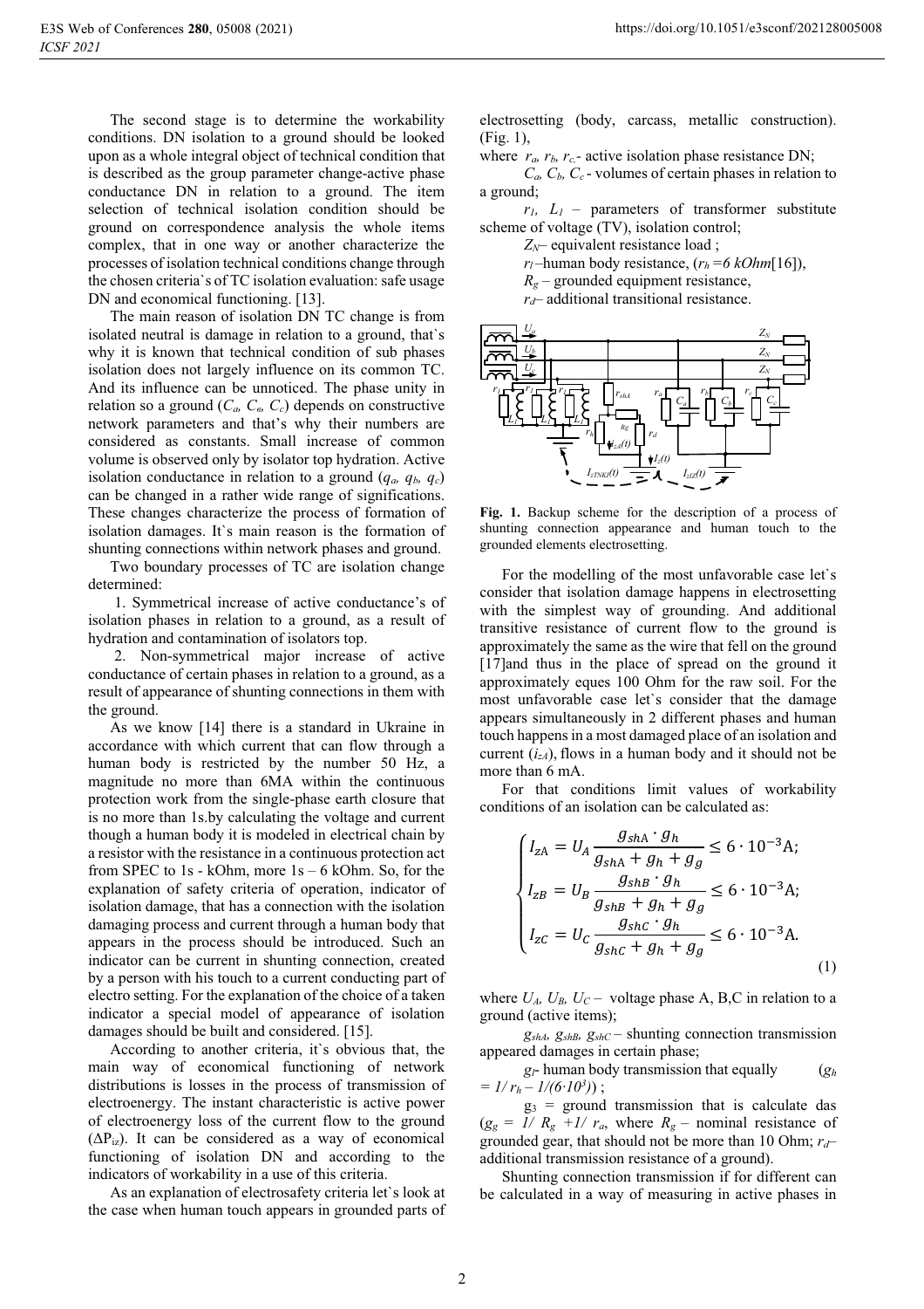The second stage is to determine the workability conditions. DN isolation to a ground should be looked upon as a whole integral object of technical condition that is described as the group parameter change-active phase conductance DN in relation to a ground. The item selection of technical isolation condition should be ground on correspondence analysis the whole items complex, that in one way or another characterize the processes of isolation technical conditions change through the chosen criteria`s of TC isolation evaluation: safe usage DN and economical functioning. [13].

The main reason of isolation DN TC change is from isolated neutral is damage in relation to a ground, that`s why it is known that technical condition of sub phases isolation does not largely influence on its common TC. And its influence can be unnoticed. The phase unity in relation so a ground ($C_a$, $C_в$, $C_c$) depends on constructive network parameters and that's why their numbers are considered as constants. Small increase of common volume is observed only by isolator top hydration. Active isolation conductance in relation to a ground ($q_a$, $q_b$, $q_c$) can be changed in a rather wide range of significations. These changes characterize the process of formation of isolation damages. It`s main reason is the formation of shunting connections within network phases and ground.

Two boundary processes of TC are isolation change determined:

1. Symmetrical increase of active conductance's of isolation phases in relation to a ground, as a result of hydration and contamination of isolators top.

2. Non-symmetrical major increase of active conductance of certain phases in relation to a ground, as a result of appearance of shunting connections in them with the ground.

As we know [14] there is a standard in Ukraine in accordance with which current that can flow through a human body is restricted by the number 50 Hz, a magnitude no more than 6MA within the continuous protection work from the single-phase earth closure that is no more than 1s.by calculating the voltage and current though a human body it is modeled in electrical chain by a resistor with the resistance in a continuous protection act from SPEC to 1s - kOhm, more 1s – 6 kOhm. So, for the explanation of safety criteria of operation, indicator of isolation damage, that has a connection with the isolation damaging process and current through a human body that appears in the process should be introduced. Such an indicator can be current in shunting connection, created by a person with his touch to a current conducting part of electro setting. For the explanation of the choice of a taken indicator a special model of appearance of isolation damages should be built and considered. [15].

According to another criteria, it`s obvious that, the main way of economical functioning of network distributions is losses in the process of transmission of electroenergy. The instant characteristic is active power of electroenergy loss of the current flow to the ground ($\Delta P_{iz}$). It can be considered as a way of economical functioning of isolation DN and according to the indicators of workability in a use of this criteria.

As an explanation of electrosafety criteria let`s look at the case when human touch appears in grounded parts of electrosetting (body, carcass, metallic construction). (Fig. 1),

where $r_a$, $r_b$, $r_c$ - active isolation phase resistance DN;

$C_a$, $C_b$, $C_c$ - volumes of certain phases in relation to a ground;

$r_1$, $L_1$ – parameters of transformer substitute scheme of voltage (TV), isolation control;

$Z_N$– equivalent resistance load ;

$r_l$ –human body resistance, ($r_h$ =6 kOhm[16]),

$R_g$ – grounded equipment resistance,

$r_d$– additional transitional resistance.

$U_a$ $U_b$ $U_c$ $Z_N$ $Z_N$ $Z_N$ $r_1$ $L_1$ $r_{shA}$ $r_a$ $C_a$ $r_b$ $C_b$ $r_c$ $C_c$ $r_h$ $R_g$ $r_d$ $i_{zA}(t)$ $I_z(t)$ $I_{TNKI}(t)$ $I_{IZ}(t)$

Fig. 1. Backup scheme for the description of a process of shunting connection appearance and human touch to the grounded elements electrosetting.

For the modelling of the most unfavorable case let`s consider that isolation damage happens in electrosetting with the simplest way of grounding. And additional transitive resistance of current flow to the ground is approximately the same as the wire that fell on the ground [17]and thus in the place of spread on the ground it approximately eques 100 Ohm for the raw soil. For the most unfavorable case let`s consider that the damage appears simultaneously in 2 different phases and human touch happens in a most damaged place of an isolation and current ($i_{zA}$), flows in a human body and it should not be more than 6 mA.

For that conditions limit values of workability conditions of an isolation can be calculated as:

$$
\begin{cases}
I_{zA} = U_A \dfrac{g_{shA} \cdot g_h}{g_{shA} + g_h + g_g} \leq 6 \cdot 10^{-3}\text{A}; \\
I_{zB} = U_B \dfrac{g_{shB} \cdot g_h}{g_{shB} + g_h + g_g} \leq 6 \cdot 10^{-3}\text{A}; \\
I_{zC} = U_C \dfrac{g_{shC} \cdot g_h}{g_{shC} + g_h + g_g} \leq 6 \cdot 10^{-3}\text{A}.
\end{cases}
\tag{1}
$$

where $U_A$, $U_B$, $U_C$ – voltage phase A, B,C in relation to a ground (active items);

$g_{shA}$, $g_{shB}$, $g_{shC}$ – shunting connection transmission appeared damages in certain phase;

$g_l$- human body transmission that equally ($g_h = 1/ r_h – 1/(6 \cdot 10^3)$) ;

$g_3$ = ground transmission that is calculate das ($g_g = 1/ R_g + 1/ r_a$, where $R_g$ – nominal resistance of grounded gear, that should not be more than 10 Ohm; $r_d$– additional transmission resistance of a ground).

Shunting connection transmission if for different can be calculated in a way of measuring in active phases in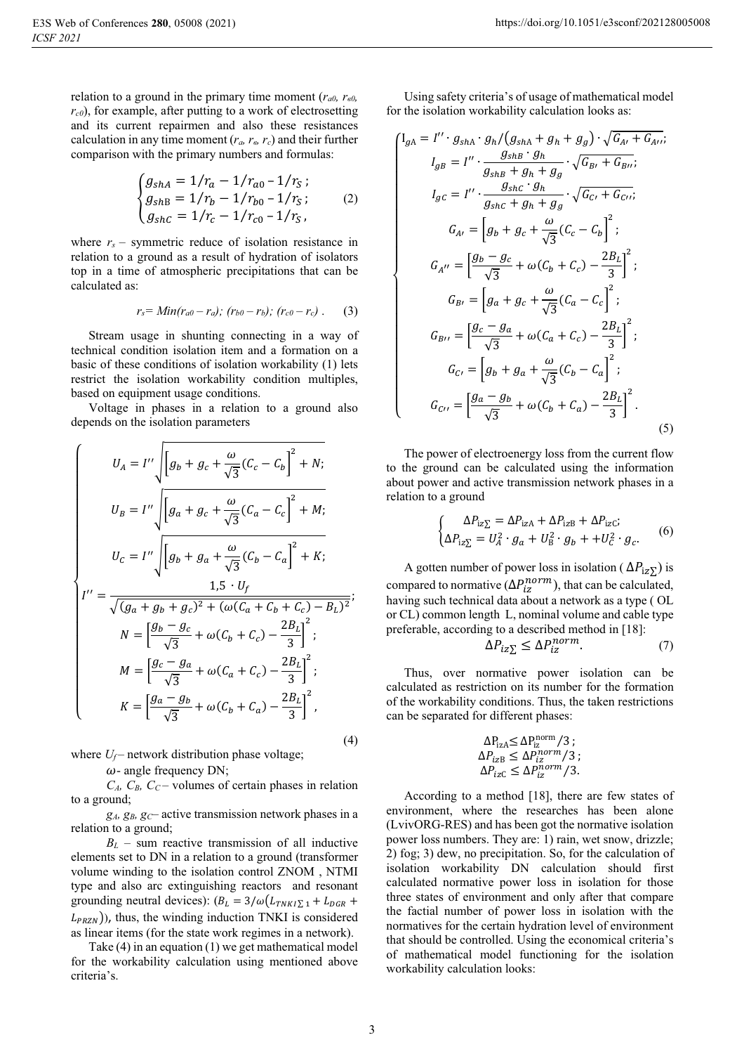relation to a ground in the primary time moment ($r_{a0}$, $r_{в0}$, $r_{c0}$), for example, after putting to a work of electrosetting and its current repairmen and also these resistances calculation in any time moment ($r_a$, $r_в$, $r_c$) and their further comparison with the primary numbers and formulas:

$$\begin{cases} g_{shA} = 1/r_a - 1/r_{a0} - 1/r_S\,; \\ g_{shB} = 1/r_b - 1/r_{b0} - 1/r_S\,; \\ g_{shC} = 1/r_c - 1/r_{c0} - 1/r_S\,, \end{cases} \quad (2)$$

where $r_s$ – symmetric reduce of isolation resistance in relation to a ground as a result of hydration of isolators top in a time of atmospheric precipitations that can be calculated as:

$$r_s = Min(r_{a0} - r_a);\ (r_{b0} - r_b);\ (r_{c0} - r_c)\,. \quad (3)$$

Stream usage in shunting connecting in a way of technical condition isolation item and a formation on a basic of these conditions of isolation workability (1) lets restrict the isolation workability condition multiples, based on equipment usage conditions.

Voltage in phases in a relation to a ground also depends on the isolation parameters

$$\begin{cases} U_A = I''\sqrt{\left[g_b + g_c + \dfrac{\omega}{\sqrt{3}}(C_c - C_b\right]^2 + N}; \\ U_B = I''\sqrt{\left[g_a + g_c + \dfrac{\omega}{\sqrt{3}}(C_a - C_c\right]^2 + M}; \\ U_C = I''\sqrt{\left[g_b + g_a + \dfrac{\omega}{\sqrt{3}}(C_b - C_a\right]^2 + K}; \\ I'' = \dfrac{1{,}5 \cdot U_f}{\sqrt{(g_a + g_b + g_c)^2 + (\omega(C_a + C_b + C_c) - B_L)^2}}; \\ N = \left[\dfrac{g_b - g_c}{\sqrt{3}} + \omega(C_b + C_c) - \dfrac{2B_L}{3}\right]^2; \\ M = \left[\dfrac{g_c - g_a}{\sqrt{3}} + \omega(C_a + C_c) - \dfrac{2B_L}{3}\right]^2; \\ K = \left[\dfrac{g_a - g_b}{\sqrt{3}} + \omega(C_b + C_a) - \dfrac{2B_L}{3}\right]^2, \end{cases} \quad (4)$$

where $U_f$ – network distribution phase voltage;

$\omega$ - angle frequency DN;

$C_A$, $C_B$, $C_C$ – volumes of certain phases in relation to a ground;

$g_A$, $g_B$, $g_C$ – active transmission network phases in a relation to a ground;

$B_L$ – sum reactive transmission of all inductive elements set to DN in a relation to a ground (transformer volume winding to the isolation control ZNOM , NTMI type and also arc extinguishing reactors and resonant grounding neutral devices): ($B_L = 3/\omega(L_{TNKI\Sigma 1} + L_{DGR} + L_{PRZN})$), thus, the winding induction TNKI is considered as linear items (for the state work regimes in a network).

Take (4) in an equation (1) we get mathematical model for the workability calculation using mentioned above criteria's.

Using safety criteria's of usage of mathematical model for the isolation workability calculation looks as:

$$\begin{cases} I_{gA} = I'' \cdot g_{shA} \cdot g_h / (g_{shA} + g_h + g_g) \cdot \sqrt{G_{A'} + G_{A''}}; \\ I_{gB} = I'' \cdot \dfrac{g_{shB} \cdot g_h}{g_{shB} + g_h + g_g} \cdot \sqrt{G_{B'} + G_{B''}}; \\ I_{gC} = I'' \cdot \dfrac{g_{shC} \cdot g_h}{g_{shC} + g_h + g_g} \cdot \sqrt{G_{C'} + G_{C''}}; \\ G_{A'} = \left[g_b + g_c + \dfrac{\omega}{\sqrt{3}}(C_c - C_b\right]^2; \\ G_{A''} = \left[\dfrac{g_b - g_c}{\sqrt{3}} + \omega(C_b + C_c) - \dfrac{2B_L}{3}\right]^2; \\ G_{B'} = \left[g_a + g_c + \dfrac{\omega}{\sqrt{3}}(C_a - C_c\right]^2; \\ G_{B''} = \left[\dfrac{g_c - g_a}{\sqrt{3}} + \omega(C_a + C_c) - \dfrac{2B_L}{3}\right]^2; \\ G_{C'} = \left[g_b + g_a + \dfrac{\omega}{\sqrt{3}}(C_b - C_a\right]^2; \\ G_{C''} = \left[\dfrac{g_a - g_b}{\sqrt{3}} + \omega(C_b + C_a) - \dfrac{2B_L}{3}\right]^2. \end{cases} \quad (5)$$

The power of electroenergy loss from the current flow to the ground can be calculated using the information about power and active transmission network phases in a relation to a ground

$$\begin{cases} \Delta P_{iz\Sigma} = \Delta P_{izA} + \Delta P_{izB} + \Delta P_{izC}; \\ \Delta P_{iz\Sigma} = U_A^2 \cdot g_a + U_B^2 \cdot g_b + +U_C^2 \cdot g_c. \end{cases} \quad (6)$$

A gotten number of power loss in isolation ($\Delta P_{iz\Sigma}$) is compared to normative ($\Delta P_{iz}^{norm}$), that can be calculated, having such technical data about a network as a type ( OL or CL) common length L, nominal volume and cable type preferable, according to a described method in [18]:

$$\Delta P_{iz\Sigma} \leq \Delta P_{iz}^{norm}. \quad (7)$$

Thus, over normative power isolation can be calculated as restriction on its number for the formation of the workability conditions. Thus, the taken restrictions can be separated for different phases:

$$\Delta P_{izA} \leq \Delta P_{iz}^{norm}/3\,;$$
$$\Delta P_{izB} \leq \Delta P_{iz}^{norm}/3\,;$$
$$\Delta P_{izC} \leq \Delta P_{iz}^{norm}/3.$$

According to a method [18], there are few states of environment, where the researches has been alone (LvivORG-RES) and has been got the normative isolation power loss numbers. They are: 1) rain, wet snow, drizzle; 2) fog; 3) dew, no precipitation. So, for the calculation of isolation workability DN calculation should first calculated normative power loss in isolation for those three states of environment and only after that compare the factial number of power loss in isolation with the normatives for the certain hydration level of environment that should be controlled. Using the economical criteria's of mathematical model functioning for the isolation workability calculation looks: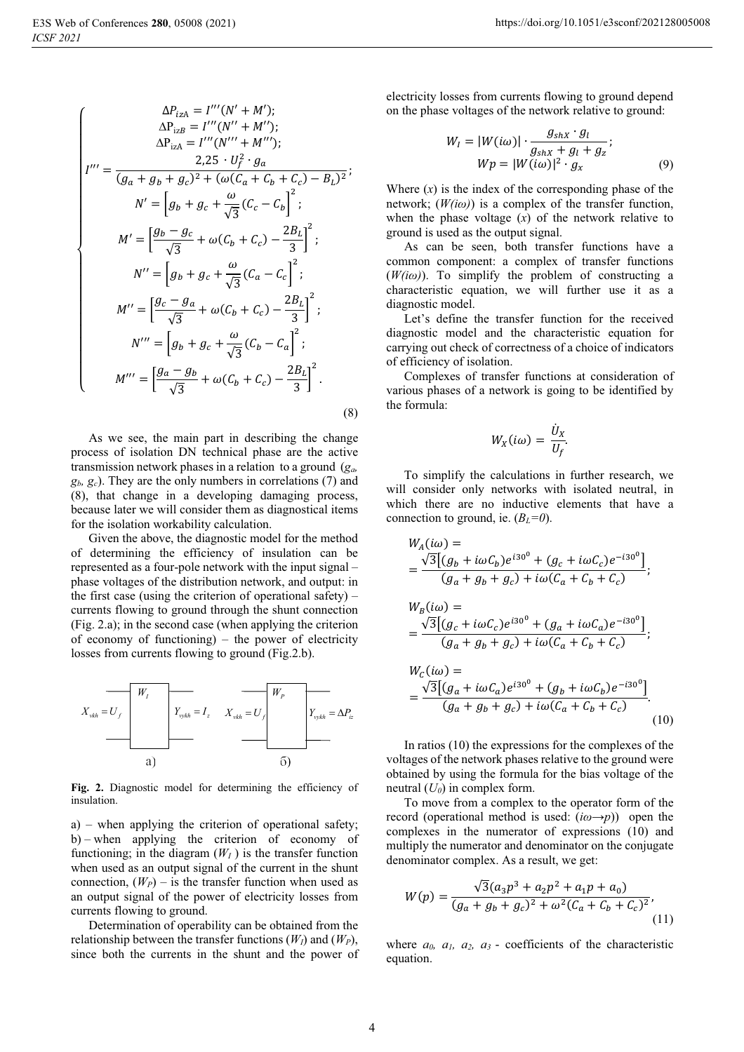$$
\begin{cases}
\Delta P_{izA} = I'''(N' + M'); \\
\Delta P_{izB} = I'''(N'' + M''); \\
\Delta P_{izA} = I'''(N''' + M'''); \\
I''' = \dfrac{2{,}25 \cdot U_f^2 \cdot g_a}{(g_a + g_b + g_c)^2 + (\omega(C_a + C_b + C_c) - B_L)^2}; \\
N' = \left[ g_b + g_c + \dfrac{\omega}{\sqrt{3}}(C_c - C_b) \right]^2; \\
M' = \left[ \dfrac{g_b - g_c}{\sqrt{3}} + \omega(C_b + C_c) - \dfrac{2B_L}{3} \right]^2; \\
N'' = \left[ g_b + g_c + \dfrac{\omega}{\sqrt{3}}(C_a - C_c) \right]^2; \\
M'' = \left[ \dfrac{g_c - g_a}{\sqrt{3}} + \omega(C_b + C_c) - \dfrac{2B_L}{3} \right]^2; \\
N''' = \left[ g_b + g_c + \dfrac{\omega}{\sqrt{3}}(C_b - C_a) \right]^2; \\
M''' = \left[ \dfrac{g_a - g_b}{\sqrt{3}} + \omega(C_b + C_c) - \dfrac{2B_L}{3} \right]^2.
\end{cases}
\tag{8}
$$

As we see, the main part in describing the change process of isolation DN technical phase are the active transmission network phases in a relation to a ground ($g_a$, $g_b$, $g_c$). They are the only numbers in correlations (7) and (8), that change in a developing damaging process, because later we will consider them as diagnostical items for the isolation workability calculation.

Given the above, the diagnostic model for the method of determining the efficiency of insulation can be represented as a four-pole network with the input signal – phase voltages of the distribution network, and output: in the first case (using the criterion of operational safety) – currents flowing to ground through the shunt connection (Fig. 2.a); in the second case (when applying the criterion of economy of functioning) – the power of electricity losses from currents flowing to ground (Fig.2.b).

$W_I$

$X_{vkh} = U_f$

$Y_{vykh} = I_z$

а)

$W_P$

$X_{vkh} = U_f$

$Y_{vykh} = \Delta P_{iz}$

б)

**Fig. 2.** Diagnostic model for determining the efficiency of insulation.

a) – when applying the criterion of operational safety; b) – when applying the criterion of economy of functioning; in the diagram ($W_I$) is the transfer function when used as an output signal of the current in the shunt connection, ($W_P$) – is the transfer function when used as an output signal of the power of electricity losses from currents flowing to ground.

Determination of operability can be obtained from the relationship between the transfer functions ($W_I$) and ($W_P$), since both the currents in the shunt and the power of electricity losses from currents flowing to ground depend on the phase voltages of the network relative to ground:

$$
W_I = |W(i\omega)| \cdot \frac{g_{shX} \cdot g_l}{g_{shX} + g_l + g_z};
$$
$$
Wp = |W(i\omega)|^2 \cdot g_x \tag{9}
$$

Where ($x$) is the index of the corresponding phase of the network; ($W(i\omega)$) is a complex of the transfer function, when the phase voltage ($x$) of the network relative to ground is used as the output signal.

As can be seen, both transfer functions have a common component: a complex of transfer functions ($W(i\omega)$). To simplify the problem of constructing a characteristic equation, we will further use it as a diagnostic model.

Let's define the transfer function for the received diagnostic model and the characteristic equation for carrying out check of correctness of a choice of indicators of efficiency of isolation.

Complexes of transfer functions at consideration of various phases of a network is going to be identified by the formula:

$$
W_X(i\omega) = \frac{\dot{U}_X}{U_f}.
$$

To simplify the calculations in further research, we will consider only networks with isolated neutral, in which there are no inductive elements that have a connection to ground, ie. ($B_L = 0$).

$$
W_A(i\omega) = \\
= \frac{\sqrt{3}\left[(g_b + i\omega C_b)e^{i30^0} + (g_c + i\omega C_c)e^{-i30^0}\right]}{(g_a + g_b + g_c) + i\omega(C_a + C_b + C_c)};
$$

$$
W_B(i\omega) = \\
= \frac{\sqrt{3}\left[(g_c + i\omega C_c)e^{i30^0} + (g_a + i\omega C_a)e^{-i30^0}\right]}{(g_a + g_b + g_c) + i\omega(C_a + C_b + C_c)};
$$

$$
W_C(i\omega) = \\
= \frac{\sqrt{3}\left[(g_a + i\omega C_a)e^{i30^0} + (g_b + i\omega C_b)e^{-i30^0}\right]}{(g_a + g_b + g_c) + i\omega(C_a + C_b + C_c)}. \tag{10}
$$

In ratios (10) the expressions for the complexes of the voltages of the network phases relative to the ground were obtained by using the formula for the bias voltage of the neutral ($U_0$) in complex form.

To move from a complex to the operator form of the record (operational method is used: ($i\omega \rightarrow p$)) open the complexes in the numerator of expressions (10) and multiply the numerator and denominator on the conjugate denominator complex. As a result, we get:

$$
W(p) = \frac{\sqrt{3}(a_3 p^3 + a_2 p^2 + a_1 p + a_0)}{(g_a + g_b + g_c)^2 + \omega^2 (C_a + C_b + C_c)^2}, \tag{11}
$$

where $a_0$, $a_1$, $a_2$, $a_3$ - coefficients of the characteristic equation.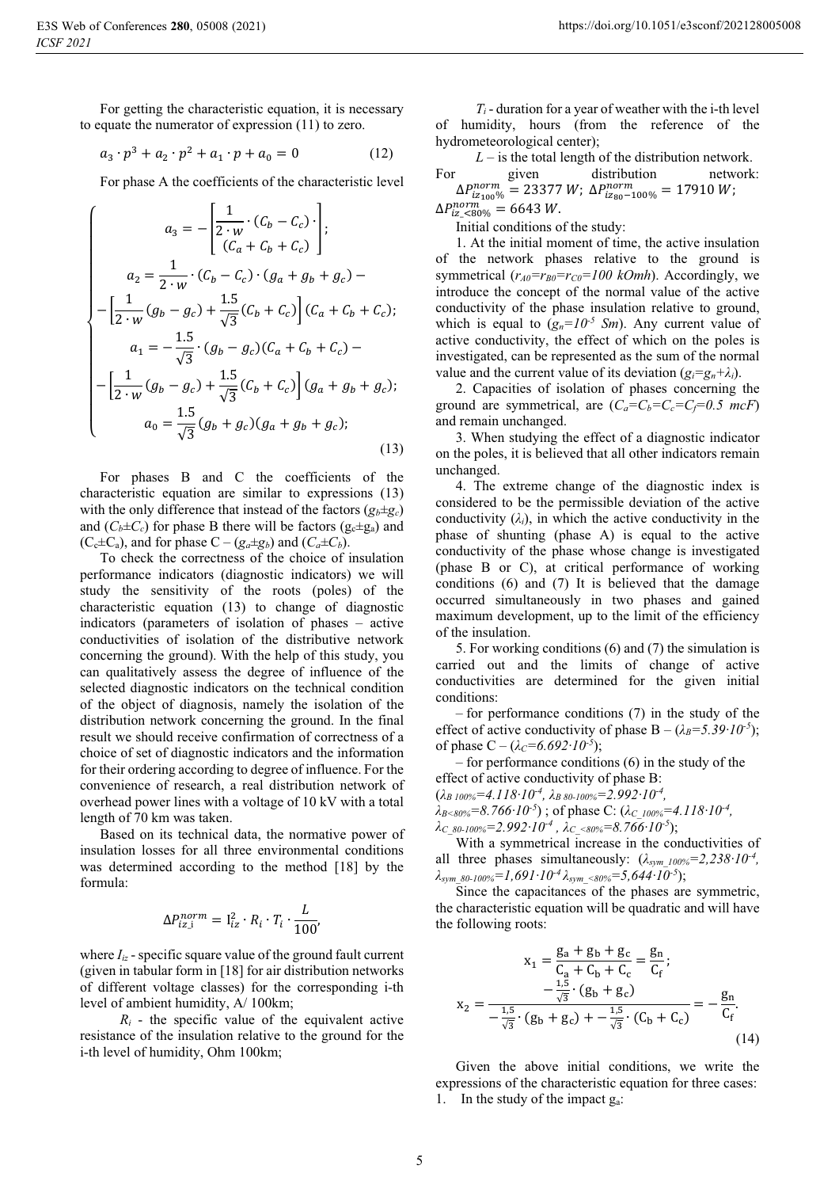For getting the characteristic equation, it is necessary to equate the numerator of expression (11) to zero.

$$a_3 \cdot p^3 + a_2 \cdot p^2 + a_1 \cdot p + a_0 = 0 \qquad (12)$$

For phase A the coefficients of the characteristic level

$$\begin{cases} a_3 = -\left[\dfrac{1}{2 \cdot w} \cdot (C_b - C_c) \cdot (C_a + C_b + C_c)\right]; \\ a_2 = \dfrac{1}{2 \cdot w} \cdot (C_b - C_c) \cdot (g_a + g_b + g_c) - \\ -\left[\dfrac{1}{2 \cdot w}(g_b - g_c) + \dfrac{1.5}{\sqrt{3}}(C_b + C_c)\right](C_a + C_b + C_c); \\ a_1 = -\dfrac{1.5}{\sqrt{3}} \cdot (g_b - g_c)(C_a + C_b + C_c) - \\ -\left[\dfrac{1}{2 \cdot w}(g_b - g_c) + \dfrac{1.5}{\sqrt{3}}(C_b + C_c)\right](g_a + g_b + g_c); \\ a_0 = \dfrac{1.5}{\sqrt{3}}(g_b + g_c)(g_a + g_b + g_c); \end{cases} \qquad (13)$$

For phases B and C the coefficients of the characteristic equation are similar to expressions (13) with the only difference that instead of the factors ($g_b \pm g_c$) and ($C_b \pm C_c$) for phase B there will be factors ($g_c \pm g_a$) and ($C_c \pm C_a$), and for phase C – ($g_a \pm g_b$) and ($C_a \pm C_b$).

To check the correctness of the choice of insulation performance indicators (diagnostic indicators) we will study the sensitivity of the roots (poles) of the characteristic equation (13) to change of diagnostic indicators (parameters of isolation of phases – active conductivities of isolation of the distributive network concerning the ground). With the help of this study, you can qualitatively assess the degree of influence of the selected diagnostic indicators on the technical condition of the object of diagnosis, namely the isolation of the distribution network concerning the ground. In the final result we should receive confirmation of correctness of a choice of set of diagnostic indicators and the information for their ordering according to degree of influence. For the convenience of research, a real distribution network of overhead power lines with a voltage of 10 kV with a total length of 70 km was taken.

Based on its technical data, the normative power of insulation losses for all three environmental conditions was determined according to the method [18] by the formula:

$$\Delta P_{iz\_i}^{norm} = I_{iz}^2 \cdot R_i \cdot T_i \cdot \frac{L}{100},$$

where $I_{iz}$ - specific square value of the ground fault current (given in tabular form in [18] for air distribution networks of different voltage classes) for the corresponding i-th level of ambient humidity, A/ 100km;

$R_i$ - the specific value of the equivalent active resistance of the insulation relative to the ground for the i-th level of humidity, Ohm 100km;

$T_i$ - duration for a year of weather with the i-th level of humidity, hours (from the reference of the hydrometeorological center);

$L$ – is the total length of the distribution network.

For given distribution network: $\Delta P_{iz_{100\%}}^{norm} = 23377\ W$; $\Delta P_{iz_{80-100\%}}^{norm} = 17910\ W$; $\Delta P_{iz\_<80\%}^{norm} = 6643\ W$.

Initial conditions of the study:

1. At the initial moment of time, the active insulation of the network phases relative to the ground is symmetrical ($r_{A0}=r_{B0}=r_{C0}=100$ *kOmh*). Accordingly, we introduce the concept of the normal value of the active conductivity of the phase insulation relative to ground, which is equal to ($g_n=10^{-5}$ *Sm*). Any current value of active conductivity, the effect of which on the poles is investigated, can be represented as the sum of the normal value and the current value of its deviation ($g_i=g_n+\lambda_i$).

2. Capacities of isolation of phases concerning the ground are symmetrical, are ($C_a=C_b=C_c=C_f=0.5$ *mcF*) and remain unchanged.

3. When studying the effect of a diagnostic indicator on the poles, it is believed that all other indicators remain unchanged.

4. The extreme change of the diagnostic index is considered to be the permissible deviation of the active conductivity ($\lambda_i$), in which the active conductivity in the phase of shunting (phase A) is equal to the active conductivity of the phase whose change is investigated (phase B or C), at critical performance of working conditions (6) and (7) It is believed that the damage occurred simultaneously in two phases and gained maximum development, up to the limit of the efficiency of the insulation.

5. For working conditions (6) and (7) the simulation is carried out and the limits of change of active conductivities are determined for the given initial conditions:

– for performance conditions (7) in the study of the effect of active conductivity of phase B – ($\lambda_B=5.39\cdot10^{-5}$); of phase C – ($\lambda_C=6.692\cdot10^{-5}$);

– for performance conditions (6) in the study of the effect of active conductivity of phase B:
($\lambda_{B\ 100\%}=4.118\cdot10^{-4}$, $\lambda_{B\ 80\text{-}100\%}=2.992\cdot10^{-4}$, $\lambda_{B<80\%}=8.766\cdot10^{-5}$) ; of phase C: ($\lambda_{C\_100\%}=4.118\cdot10^{-4}$, $\lambda_{C\_80\text{-}100\%}=2.992\cdot10^{-4}$ , $\lambda_{C\_<80\%}=8.766\cdot10^{-5}$);

With a symmetrical increase in the conductivities of all three phases simultaneously: ($\lambda_{sym\_100\%}=2{,}238\cdot10^{-4}$, $\lambda_{sym\_80\text{-}100\%}=1{,}691\cdot10^{-4}$ $\lambda_{sym\_<80\%}=5{,}644\cdot10^{-5}$);

Since the capacitances of the phases are symmetric, the characteristic equation will be quadratic and will have the following roots:

$$x_1 = \frac{g_a + g_b + g_c}{C_a + C_b + C_c} = \frac{g_n}{C_f};$$
$$x_2 = \frac{-\frac{1{,}5}{\sqrt{3}} \cdot (g_b + g_c)}{-\frac{1{,}5}{\sqrt{3}} \cdot (g_b + g_c) + -\frac{1{,}5}{\sqrt{3}} \cdot (C_b + C_c)} = -\frac{g_n}{C_f}. \qquad (14)$$

Given the above initial conditions, we write the expressions of the characteristic equation for three cases:

1. In the study of the impact $g_a$: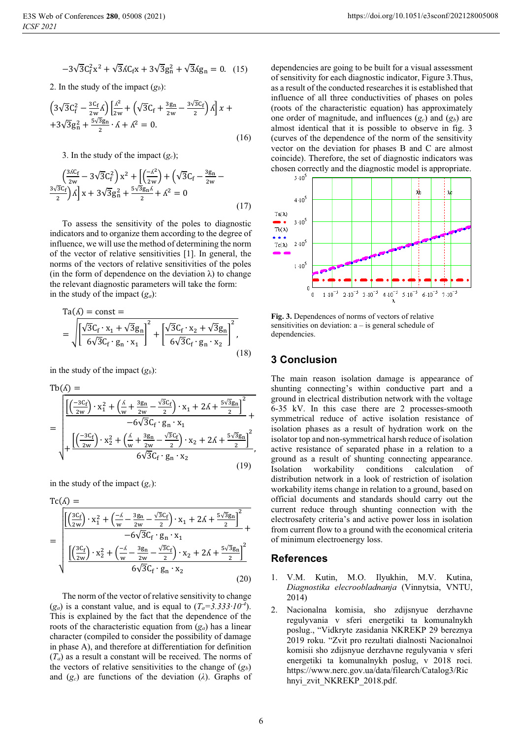$$-3\sqrt{3}C_f^2x^2 + \sqrt{3}\lambda C_f x + 3\sqrt{3}g_n^2 + \sqrt{3}\lambda g_n = 0. \quad (15)$$

2. In the study of the impact ($g_b$):

$$\left(3\sqrt{3}C_f^2 - \frac{3C_f}{2w}\lambda\right)\left[\frac{\lambda^2}{2w} + \left(\sqrt{3}C_f + \frac{3g_n}{2w} - \frac{3\sqrt{3}C_f}{2}\right)\lambda\right]x + $$
$$+3\sqrt{3}g_n^2 + \frac{5\sqrt{3}g_n}{2}\cdot\lambda + \lambda^2 = 0. \quad (16)$$

3. In the study of the impact ($g_c$);

$$\left(\frac{3\lambda C_f}{2w} - 3\sqrt{3}C_f^2\right)x^2 + \left[\left(\frac{-\lambda^2}{2w}\right) + \left(\sqrt{3}C_f - \frac{3g_n}{2w} - \frac{3\sqrt{3}C_f}{2}\right)\lambda\right]x + 3\sqrt{3}g_n^2 + \frac{5\sqrt{3}g_n\lambda}{2} + \lambda^2 = 0 \quad (17)$$

To assess the sensitivity of the poles to diagnostic indicators and to organize them according to the degree of influence, we will use the method of determining the norm of the vector of relative sensitivities [1]. In general, the norms of the vectors of relative sensitivities of the poles (in the form of dependence on the deviation λ) to change the relevant diagnostic parameters will take the form:
in the study of the impact ($g_a$):

$$\mathrm{Ta}(\lambda) = \mathrm{const} = \sqrt{\left[\frac{\sqrt{3}C_f\cdot x_1 + \sqrt{3}g_n}{6\sqrt{3}C_f\cdot g_n\cdot x_1}\right]^2 + \left[\frac{\sqrt{3}C_f\cdot x_2 + \sqrt{3}g_n}{6\sqrt{3}C_f\cdot g_n\cdot x_2}\right]^2}, \quad (18)$$

in the study of the impact ($g_b$):

$$\mathrm{Tb}(\lambda) = \sqrt{\frac{\left[\left(\frac{-3C_f}{2w}\right)\cdot x_1^2 + \left(\frac{\lambda}{w} + \frac{3g_n}{2w} - \frac{\sqrt{3}C_f}{2}\right)\cdot x_1 + 2\lambda + \frac{5\sqrt{3}g_n}{2}\right]^2}{-6\sqrt{3}C_f\cdot g_n\cdot x_1} + \frac{\left[\left(\frac{-3C_f}{2w}\right)\cdot x_2^2 + \left(\frac{\lambda}{w} + \frac{3g_n}{2w} - \frac{\sqrt{3}C_f}{2}\right)\cdot x_2 + 2\lambda + \frac{5\sqrt{3}g_n}{2}\right]^2}{6\sqrt{3}C_f\cdot g_n\cdot x_2}}, \quad (19)$$

in the study of the impact ($g_c$):

$$\mathrm{Tc}(\lambda) = \sqrt{\frac{\left[\left(\frac{3C_f}{2w}\right)\cdot x_1^2 + \left(\frac{-\lambda}{w} - \frac{3g_n}{2w} - \frac{\sqrt{3}C_f}{2}\right)\cdot x_1 + 2\lambda + \frac{5\sqrt{3}g_n}{2}\right]^2}{-6\sqrt{3}C_f\cdot g_n\cdot x_1} + \frac{\left[\left(\frac{3C_f}{2w}\right)\cdot x_2^2 + \left(\frac{-\lambda}{w} - \frac{3g_n}{2w} - \frac{\sqrt{3}C_f}{2}\right)\cdot x_2 + 2\lambda + \frac{5\sqrt{3}g_n}{2}\right]^2}{6\sqrt{3}C_f\cdot g_n\cdot x_2}} \quad (20)$$

The norm of the vector of relative sensitivity to change ($g_a$) is a constant value, and is equal to ($T_a$=3.333·10$^{-4}$). This is explained by the fact that the dependence of the roots of the characteristic equation from ($g_a$) has a linear character (compiled to consider the possibility of damage in phase A), and therefore at differentiation for definition ($T_a$) as a result a constant will be received. The norms of the vectors of relative sensitivities to the change of ($g_b$) and ($g_c$) are functions of the deviation ($\lambda$). Graphs of dependencies are going to be built for a visual assessment of sensitivity for each diagnostic indicator, Figure 3.Thus, as a result of the conducted researches it is established that influence of all three conductivities of phases on poles (roots of the characteristic equation) has approximately one order of magnitude, and influences ($g_c$) and ($g_b$) are almost identical that it is possible to observe in fig. 3 (curves of the dependence of the norm of the sensitivity vector on the deviation for phases B and C are almost coincide). Therefore, the set of diagnostic indicators was chosen correctly and the diagnostic model is appropriate.

5·10$^5$
4·10$^5$
3·10$^5$
2·10$^5$
1·10$^5$
0
Ta(λ)
Tb(λ)
Tc(λ)
λb
λc
0 1·10$^{-3}$ 2·10$^{-3}$ 3·10$^{-3}$ 4·10$^{-3}$ 5·10$^{-3}$ 6·10$^{-3}$ 7·10$^{-3}$
λ

**Fig. 3.** Dependences of norms of vectors of relative sensitivities on deviation: a – is general schedule of dependencies.

## 3 Conclusion

The main reason isolation damage is appearance of shunting connecting's within conductive part and a ground in electrical distribution network with the voltage 6-35 kV. In this case there are 2 processes-smooth symmetrical reduce of active isolation resistance of isolation phases as a result of hydration work on the isolator top and non-symmetrical harsh reduce of isolation active resistance of separated phase in a relation to a ground as a result of shunting connecting appearance. Isolation workability conditions calculation of distribution network in a look of restriction of isolation workability items change in relation to a ground, based on official documents and standards should carry out the current reduce through shunting connection with the electrosafety criteria's and active power loss in isolation from current flow to a ground with the economical criteria of minimum electroenergy loss.

## References

1. V.M. Kutin, M.O. Ilyukhin, M.V. Kutina, *Diagnostika elecroobladnanja* (Vinnytsia, VNTU, 2014)
2. Nacionalna komisia, sho zdijsnyue derzhavne regulyvania v sferi energetiki ta komunalnykh poslug., "Vidkryte zasidania NKREKP 29 bereznya 2019 roku. "Zvit pro rezultati dialnosti Nacionalnoi komisii sho zdijsnyue derzhavne regulyvania v sferi energetiki ta komunalnykh poslug, v 2018 roci. https://www.nerc.gov.ua/data/filearch/Catalog3/Richnyi_zvit_NKREKP_2018.pdf.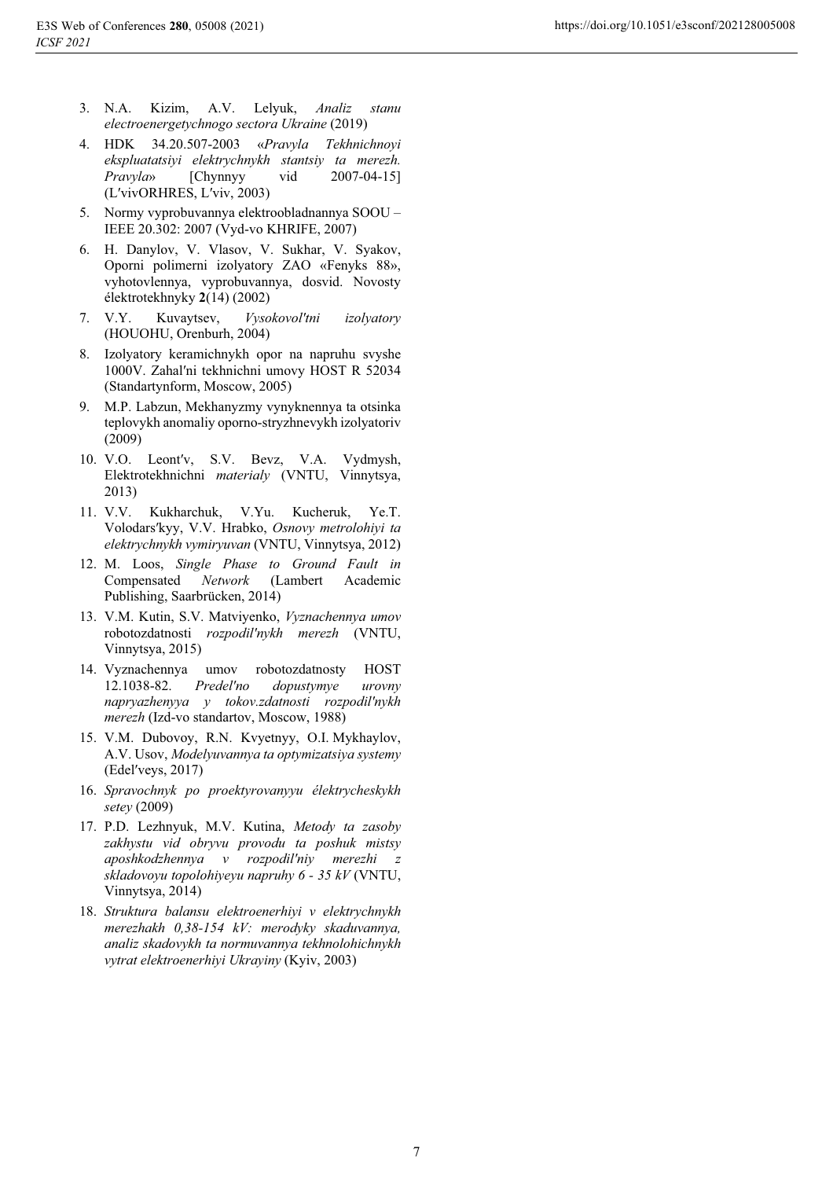3. N.A. Kizim, A.V. Lelyuk, *Analiz stanu electroenergetychnogo sectora Ukraine* (2019)
4. HDK 34.20.507-2003 «*Pravyla Tekhnichnoyi ekspluatatsiyi elektrychnykh stantsiy ta merezh. Pravyla*» [Chynnyy vid 2007-04-15] (L′vivORHRES, L′viv, 2003)
5. Normy vyprobuvannya elektroobladnannya SOOU – IEEE 20.302: 2007 (Vyd-vo KHRIFE, 2007)
6. H. Danylov, V. Vlasov, V. Sukhar, V. Syakov, Oporni polimerni izolyatory ZAO «Fenyks 88», vyhotovlennya, vyprobuvannya, dosvid. Novosty élektrotekhnyky **2**(14) (2002)
7. V.Y. Kuvaytsev, *Vysokovol′tni izolyatory* (HOUOHU, Orenburh, 2004)
8. Izolyatory keramichnykh opor na napruhu svyshe 1000V. Zahal′ni tekhnichni umovy HOST R 52034 (Standartynform, Moscow, 2005)
9. M.P. Labzun, Mekhanyzmy vynyknennya ta otsinka teplovykh anomaliy oporno-stryzhnevykh izolyatoriv (2009)
10. V.O. Leont′v, S.V. Bevz, V.A. Vydmysh, Elektrotekhnichni *materialy* (VNTU, Vinnytsya, 2013)
11. V.V. Kukharchuk, V.Yu. Kucheruk, Ye.T. Volodars′kyy, V.V. Hrabko, *Osnovy metrolohiyi ta elektrychnykh vymiryuvan* (VNTU, Vinnytsya, 2012)
12. M. Loos, *Single Phase to Ground Fault in* Compensated *Network* (Lambert Academic Publishing, Saarbrücken, 2014)
13. V.M. Kutin, S.V. Matviyenko, *Vyznachennya umov* robotozdatnosti *rozpodil'nykh merezh* (VNTU, Vinnytsya, 2015)
14. Vyznachennya umov robotozdatnosty HOST 12.1038-82. *Predel'no dopustymye urovny napryazhenyya y tokov.zdatnosti rozpodil'nykh merezh* (Izd-vo standartov, Moscow, 1988)
15. V.M. Dubovoy, R.N. Kvyetnyy, O.I. Mykhaylov, A.V. Usov, *Modelyuvannya ta optymizatsiya systemy* (Edel′veys, 2017)
16. *Spravochnyk po proektyrovanyyu élektrycheskykh setey* (2009)
17. P.D. Lezhnyuk, M.V. Kutina, *Metody ta zasoby zakhystu vid obryvu provodu ta poshuk mistsy aposhkodzhennya v rozpodil'niy merezhi z skladovoyu topolohiyeyu napruhy 6 - 35 kV* (VNTU, Vinnytsya, 2014)
18. *Struktura balansu elektroenerhiyi v elektrychnykh merezhakh 0,38-154 kV: merodyky skaduvannya, analiz skadovykh ta normuvannya tekhnolohichnykh vytrat elektroenerhiyi Ukrayiny* (Kyiv, 2003)